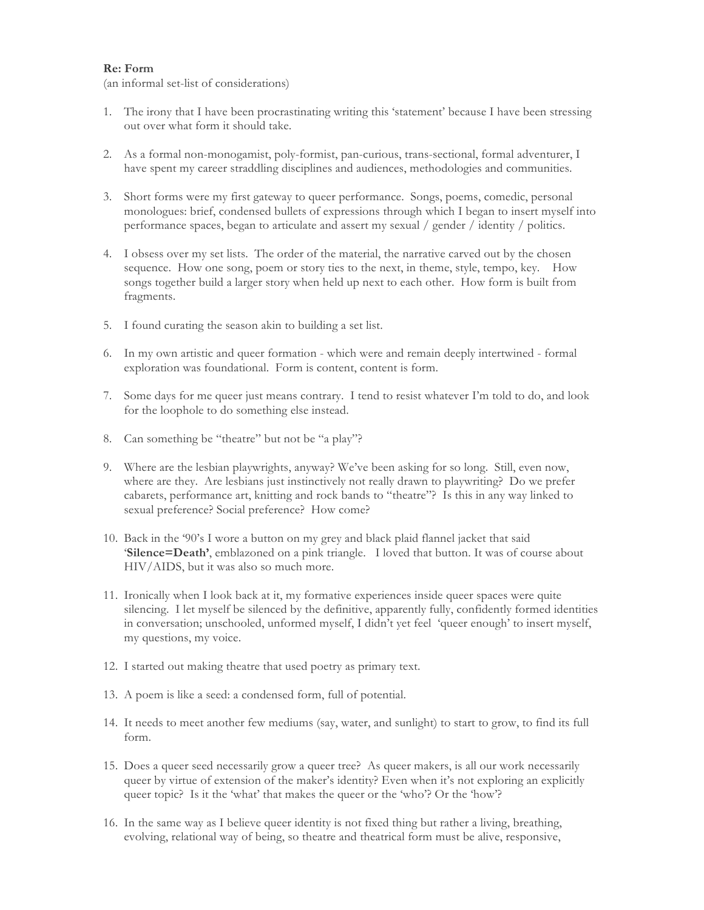**Re: Form**

(an informal set-list of considerations)

1. The irony that I have been procrastinating writing this 'statement' because I have been stressing out over what form it should take.

2. As a formal non-monogamist, poly-formist, pan-curious, trans-sectional, formal adventurer, I have spent my career straddling disciplines and audiences, methodologies and communities.

3. Short forms were my first gateway to queer performance. Songs, poems, comedic, personal monologues: brief, condensed bullets of expressions through which I began to insert myself into performance spaces, began to articulate and assert my sexual / gender / identity / politics.

4. I obsess over my set lists. The order of the material, the narrative carved out by the chosen sequence. How one song, poem or story ties to the next, in theme, style, tempo, key. How songs together build a larger story when held up next to each other. How form is built from fragments.

5. I found curating the season akin to building a set list.

6. In my own artistic and queer formation - which were and remain deeply intertwined - formal exploration was foundational. Form is content, content is form.

7. Some days for me queer just means contrary. I tend to resist whatever I'm told to do, and look for the loophole to do something else instead.

8. Can something be "theatre" but not be "a play"?

9. Where are the lesbian playwrights, anyway? We've been asking for so long. Still, even now, where are they. Are lesbians just instinctively not really drawn to playwriting? Do we prefer cabarets, performance art, knitting and rock bands to "theatre"? Is this in any way linked to sexual preference? Social preference? How come?

10. Back in the '90's I wore a button on my grey and black plaid flannel jacket that said '**Silence=Death'**, emblazoned on a pink triangle. I loved that button. It was of course about HIV/AIDS, but it was also so much more.

11. Ironically when I look back at it, my formative experiences inside queer spaces were quite silencing. I let myself be silenced by the definitive, apparently fully, confidently formed identities in conversation; unschooled, unformed myself, I didn't yet feel 'queer enough' to insert myself, my questions, my voice.

12. I started out making theatre that used poetry as primary text.

13. A poem is like a seed: a condensed form, full of potential.

14. It needs to meet another few mediums (say, water, and sunlight) to start to grow, to find its full form.

15. Does a queer seed necessarily grow a queer tree? As queer makers, is all our work necessarily queer by virtue of extension of the maker's identity? Even when it's not exploring an explicitly queer topic? Is it the 'what' that makes the queer or the 'who'? Or the 'how'?

16. In the same way as I believe queer identity is not fixed thing but rather a living, breathing, evolving, relational way of being, so theatre and theatrical form must be alive, responsive,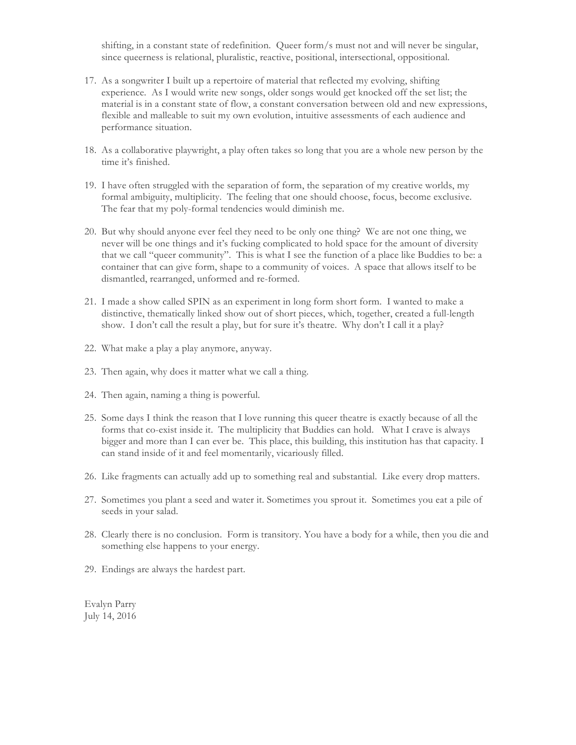shifting, in a constant state of redefinition. Queer form/s must not and will never be singular, since queerness is relational, pluralistic, reactive, positional, intersectional, oppositional.

17. As a songwriter I built up a repertoire of material that reflected my evolving, shifting experience. As I would write new songs, older songs would get knocked off the set list; the material is in a constant state of flow, a constant conversation between old and new expressions, flexible and malleable to suit my own evolution, intuitive assessments of each audience and performance situation.

18. As a collaborative playwright, a play often takes so long that you are a whole new person by the time it's finished.

19. I have often struggled with the separation of form, the separation of my creative worlds, my formal ambiguity, multiplicity. The feeling that one should choose, focus, become exclusive. The fear that my poly-formal tendencies would diminish me.

20. But why should anyone ever feel they need to be only one thing? We are not one thing, we never will be one things and it's fucking complicated to hold space for the amount of diversity that we call "queer community". This is what I see the function of a place like Buddies to be: a container that can give form, shape to a community of voices. A space that allows itself to be dismantled, rearranged, unformed and re-formed.

21. I made a show called SPIN as an experiment in long form short form. I wanted to make a distinctive, thematically linked show out of short pieces, which, together, created a full-length show. I don't call the result a play, but for sure it's theatre. Why don't I call it a play?

22. What make a play a play anymore, anyway.

23. Then again, why does it matter what we call a thing.

24. Then again, naming a thing is powerful.

25. Some days I think the reason that I love running this queer theatre is exactly because of all the forms that co-exist inside it. The multiplicity that Buddies can hold. What I crave is always bigger and more than I can ever be. This place, this building, this institution has that capacity. I can stand inside of it and feel momentarily, vicariously filled.

26. Like fragments can actually add up to something real and substantial. Like every drop matters.

27. Sometimes you plant a seed and water it. Sometimes you sprout it. Sometimes you eat a pile of seeds in your salad.

28. Clearly there is no conclusion. Form is transitory. You have a body for a while, then you die and something else happens to your energy.

29. Endings are always the hardest part.

Evalyn Parry
July 14, 2016